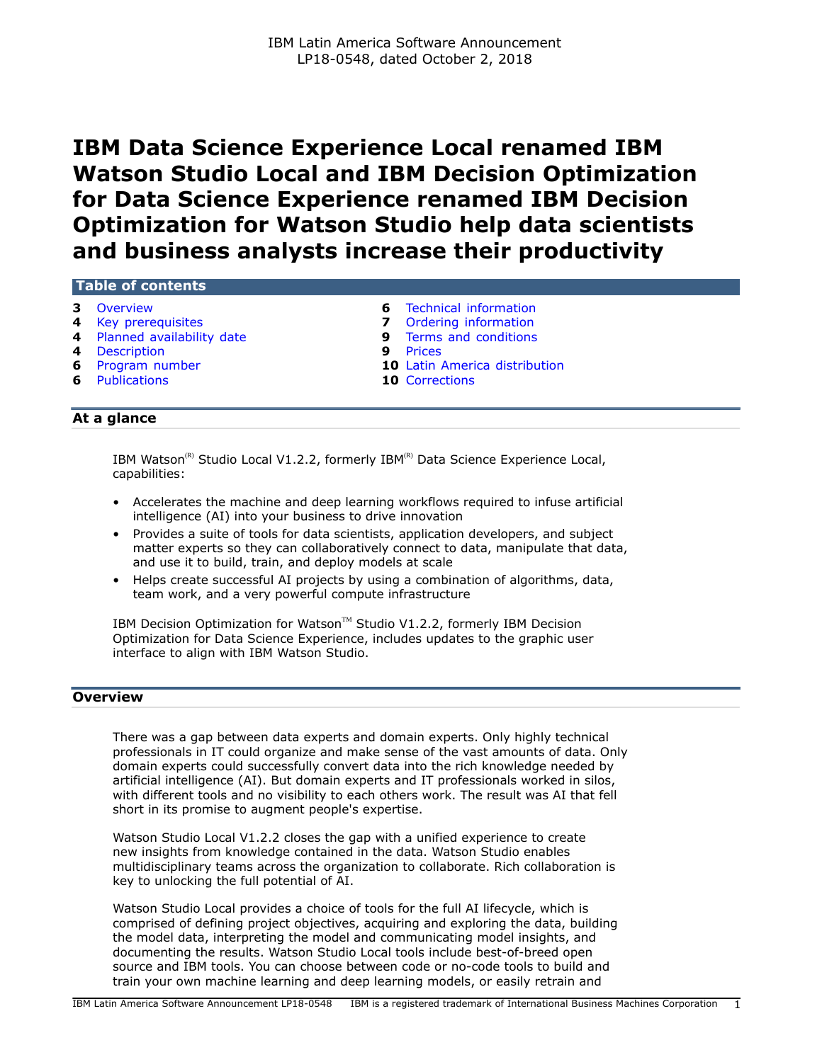IBM Latin America Software Announcement
LP18-0548, dated October 2, 2018

# IBM Data Science Experience Local renamed IBM Watson Studio Local and IBM Decision Optimization for Data Science Experience renamed IBM Decision Optimization for Watson Studio help data scientists and business analysts increase their productivity

## Table of contents

| | | | |
|---|---|---|---|
| **3** | Overview | **6** | Technical information |
| **4** | Key prerequisites | **7** | Ordering information |
| **4** | Planned availability date | **9** | Terms and conditions |
| **4** | Description | **9** | Prices |
| **6** | Program number | **10** | Latin America distribution |
| **6** | Publications | **10** | Corrections |

## At a glance

IBM Watson(R) Studio Local V1.2.2, formerly IBM(R) Data Science Experience Local, capabilities:

- Accelerates the machine and deep learning workflows required to infuse artificial intelligence (AI) into your business to drive innovation
- Provides a suite of tools for data scientists, application developers, and subject matter experts so they can collaboratively connect to data, manipulate that data, and use it to build, train, and deploy models at scale
- Helps create successful AI projects by using a combination of algorithms, data, team work, and a very powerful compute infrastructure

IBM Decision Optimization for Watson(TM) Studio V1.2.2, formerly IBM Decision Optimization for Data Science Experience, includes updates to the graphic user interface to align with IBM Watson Studio.

## Overview

There was a gap between data experts and domain experts. Only highly technical professionals in IT could organize and make sense of the vast amounts of data. Only domain experts could successfully convert data into the rich knowledge needed by artificial intelligence (AI). But domain experts and IT professionals worked in silos, with different tools and no visibility to each others work. The result was AI that fell short in its promise to augment people's expertise.

Watson Studio Local V1.2.2 closes the gap with a unified experience to create new insights from knowledge contained in the data. Watson Studio enables multidisciplinary teams across the organization to collaborate. Rich collaboration is key to unlocking the full potential of AI.

Watson Studio Local provides a choice of tools for the full AI lifecycle, which is comprised of defining project objectives, acquiring and exploring the data, building the model data, interpreting the model and communicating model insights, and documenting the results. Watson Studio Local tools include best-of-breed open source and IBM tools. You can choose between code or no-code tools to build and train your own machine learning and deep learning models, or easily retrain and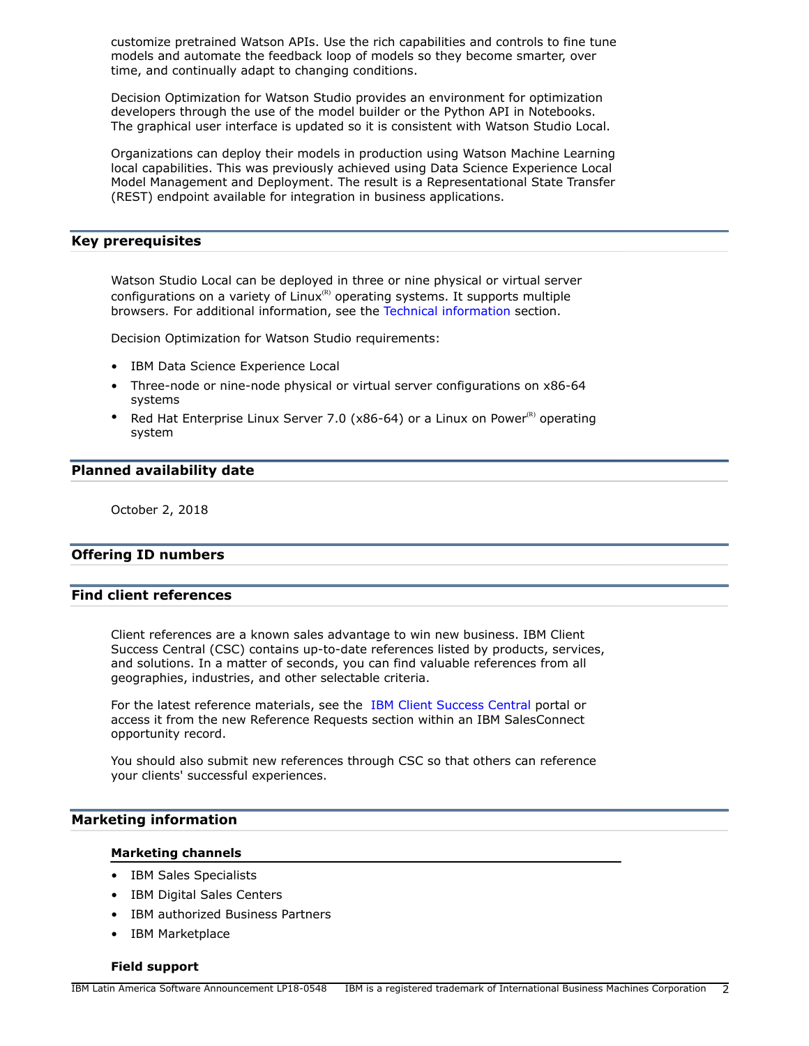customize pretrained Watson APIs. Use the rich capabilities and controls to fine tune models and automate the feedback loop of models so they become smarter, over time, and continually adapt to changing conditions.

Decision Optimization for Watson Studio provides an environment for optimization developers through the use of the model builder or the Python API in Notebooks. The graphical user interface is updated so it is consistent with Watson Studio Local.

Organizations can deploy their models in production using Watson Machine Learning local capabilities. This was previously achieved using Data Science Experience Local Model Management and Deployment. The result is a Representational State Transfer (REST) endpoint available for integration in business applications.

## Key prerequisites

Watson Studio Local can be deployed in three or nine physical or virtual server configurations on a variety of Linux(R) operating systems. It supports multiple browsers. For additional information, see the Technical information section.

Decision Optimization for Watson Studio requirements:

- IBM Data Science Experience Local
- Three-node or nine-node physical or virtual server configurations on x86-64 systems
- Red Hat Enterprise Linux Server 7.0 (x86-64) or a Linux on Power(R) operating system

## Planned availability date

October 2, 2018

## Offering ID numbers

## Find client references

Client references are a known sales advantage to win new business. IBM Client Success Central (CSC) contains up-to-date references listed by products, services, and solutions. In a matter of seconds, you can find valuable references from all geographies, industries, and other selectable criteria.

For the latest reference materials, see the IBM Client Success Central portal or access it from the new Reference Requests section within an IBM SalesConnect opportunity record.

You should also submit new references through CSC so that others can reference your clients' successful experiences.

## Marketing information

### Marketing channels

- IBM Sales Specialists
- IBM Digital Sales Centers
- IBM authorized Business Partners
- IBM Marketplace

### Field support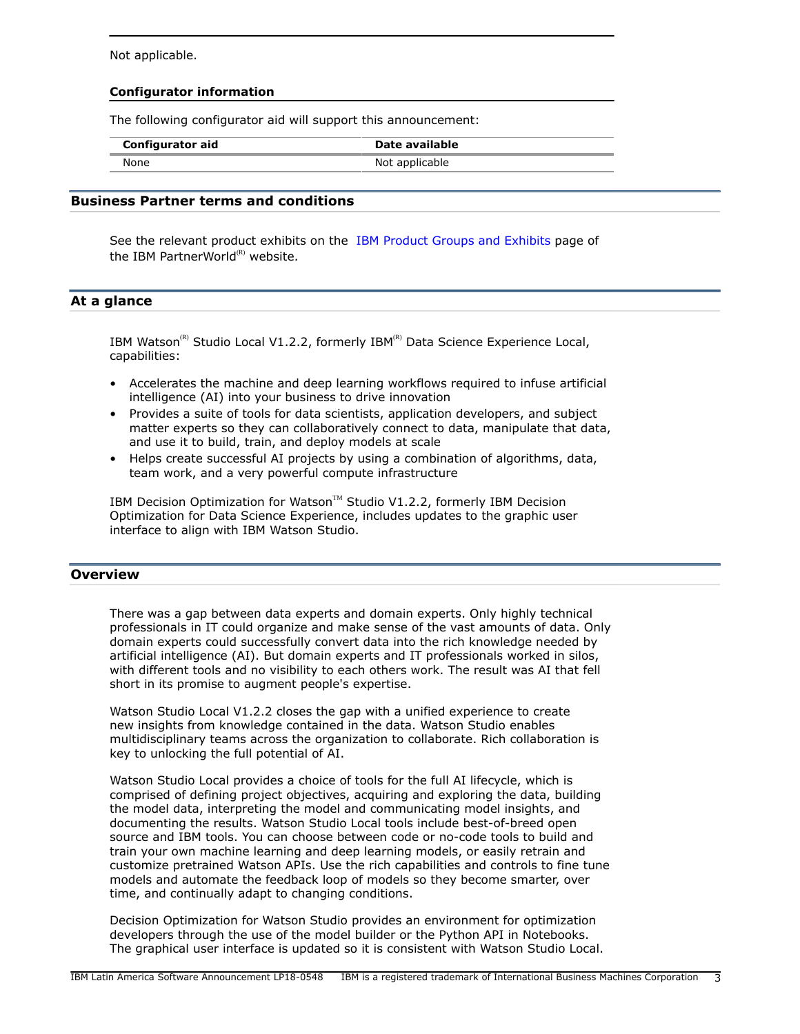Not applicable.

**Configurator information**

The following configurator aid will support this announcement:

| Configurator aid | Date available |
|---|---|
| None | Not applicable |

## Business Partner terms and conditions

See the relevant product exhibits on the IBM Product Groups and Exhibits page of the IBM PartnerWorld(R) website.

## At a glance

IBM Watson(R) Studio Local V1.2.2, formerly IBM(R) Data Science Experience Local, capabilities:

- Accelerates the machine and deep learning workflows required to infuse artificial intelligence (AI) into your business to drive innovation
- Provides a suite of tools for data scientists, application developers, and subject matter experts so they can collaboratively connect to data, manipulate that data, and use it to build, train, and deploy models at scale
- Helps create successful AI projects by using a combination of algorithms, data, team work, and a very powerful compute infrastructure

IBM Decision Optimization for Watson(TM) Studio V1.2.2, formerly IBM Decision Optimization for Data Science Experience, includes updates to the graphic user interface to align with IBM Watson Studio.

## Overview

There was a gap between data experts and domain experts. Only highly technical professionals in IT could organize and make sense of the vast amounts of data. Only domain experts could successfully convert data into the rich knowledge needed by artificial intelligence (AI). But domain experts and IT professionals worked in silos, with different tools and no visibility to each others work. The result was AI that fell short in its promise to augment people's expertise.

Watson Studio Local V1.2.2 closes the gap with a unified experience to create new insights from knowledge contained in the data. Watson Studio enables multidisciplinary teams across the organization to collaborate. Rich collaboration is key to unlocking the full potential of AI.

Watson Studio Local provides a choice of tools for the full AI lifecycle, which is comprised of defining project objectives, acquiring and exploring the data, building the model data, interpreting the model and communicating model insights, and documenting the results. Watson Studio Local tools include best-of-breed open source and IBM tools. You can choose between code or no-code tools to build and train your own machine learning and deep learning models, or easily retrain and customize pretrained Watson APIs. Use the rich capabilities and controls to fine tune models and automate the feedback loop of models so they become smarter, over time, and continually adapt to changing conditions.

Decision Optimization for Watson Studio provides an environment for optimization developers through the use of the model builder or the Python API in Notebooks. The graphical user interface is updated so it is consistent with Watson Studio Local.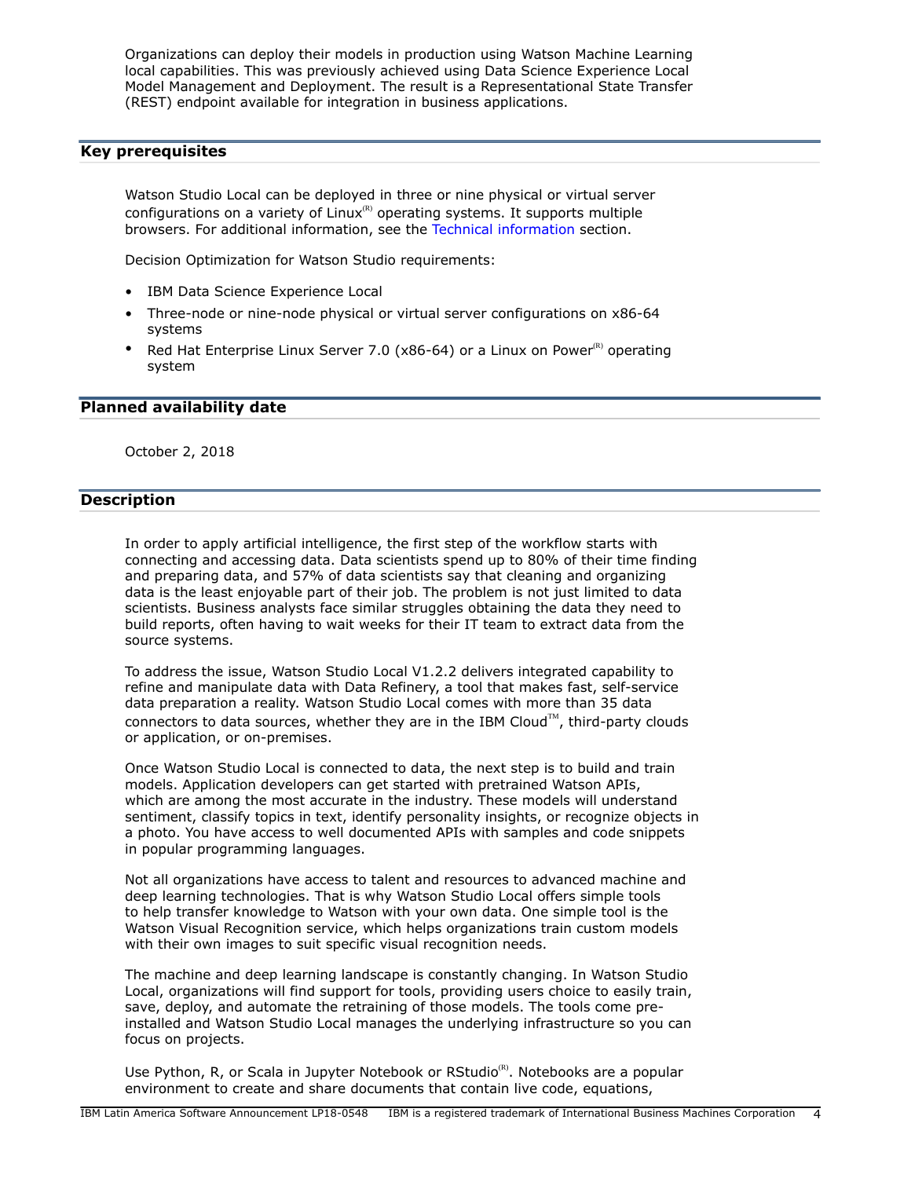Organizations can deploy their models in production using Watson Machine Learning local capabilities. This was previously achieved using Data Science Experience Local Model Management and Deployment. The result is a Representational State Transfer (REST) endpoint available for integration in business applications.

## Key prerequisites

Watson Studio Local can be deployed in three or nine physical or virtual server configurations on a variety of Linux(R) operating systems. It supports multiple browsers. For additional information, see the Technical information section.

Decision Optimization for Watson Studio requirements:

- IBM Data Science Experience Local
- Three-node or nine-node physical or virtual server configurations on x86-64 systems
- Red Hat Enterprise Linux Server 7.0 (x86-64) or a Linux on Power(R) operating system

## Planned availability date

October 2, 2018

## Description

In order to apply artificial intelligence, the first step of the workflow starts with connecting and accessing data. Data scientists spend up to 80% of their time finding and preparing data, and 57% of data scientists say that cleaning and organizing data is the least enjoyable part of their job. The problem is not just limited to data scientists. Business analysts face similar struggles obtaining the data they need to build reports, often having to wait weeks for their IT team to extract data from the source systems.

To address the issue, Watson Studio Local V1.2.2 delivers integrated capability to refine and manipulate data with Data Refinery, a tool that makes fast, self-service data preparation a reality. Watson Studio Local comes with more than 35 data connectors to data sources, whether they are in the IBM Cloud(TM), third-party clouds or application, or on-premises.

Once Watson Studio Local is connected to data, the next step is to build and train models. Application developers can get started with pretrained Watson APIs, which are among the most accurate in the industry. These models will understand sentiment, classify topics in text, identify personality insights, or recognize objects in a photo. You have access to well documented APIs with samples and code snippets in popular programming languages.

Not all organizations have access to talent and resources to advanced machine and deep learning technologies. That is why Watson Studio Local offers simple tools to help transfer knowledge to Watson with your own data. One simple tool is the Watson Visual Recognition service, which helps organizations train custom models with their own images to suit specific visual recognition needs.

The machine and deep learning landscape is constantly changing. In Watson Studio Local, organizations will find support for tools, providing users choice to easily train, save, deploy, and automate the retraining of those models. The tools come pre-installed and Watson Studio Local manages the underlying infrastructure so you can focus on projects.

Use Python, R, or Scala in Jupyter Notebook or RStudio(R). Notebooks are a popular environment to create and share documents that contain live code, equations,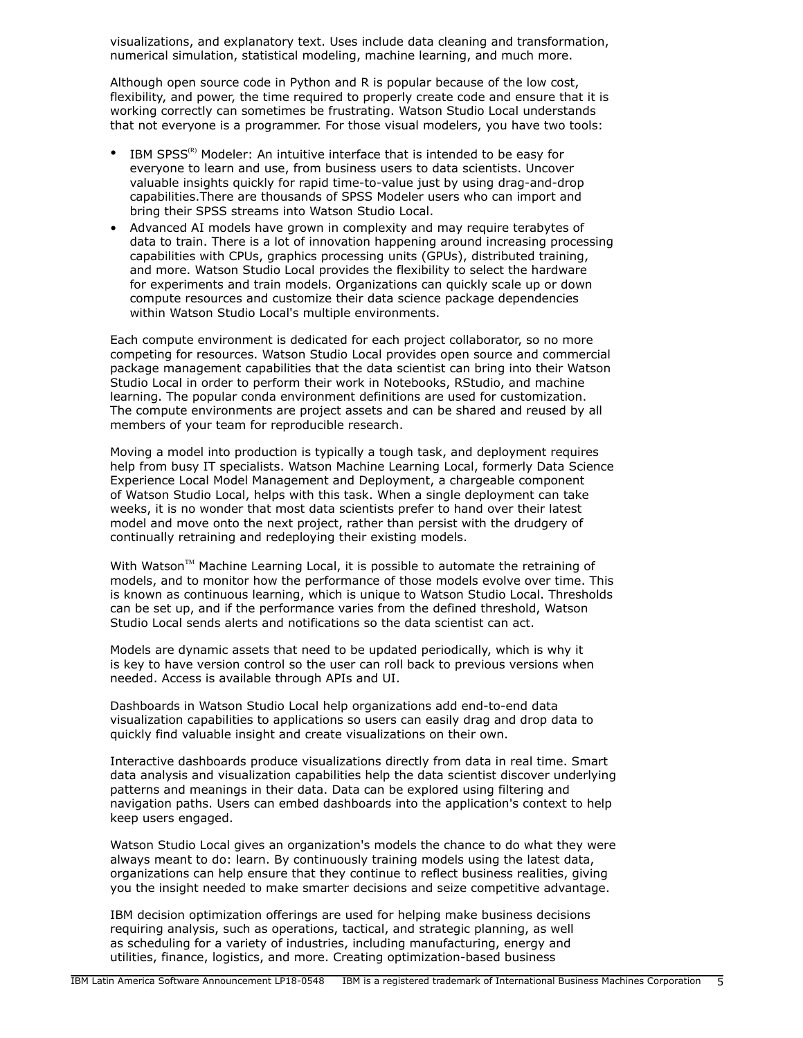visualizations, and explanatory text. Uses include data cleaning and transformation, numerical simulation, statistical modeling, machine learning, and much more.

Although open source code in Python and R is popular because of the low cost, flexibility, and power, the time required to properly create code and ensure that it is working correctly can sometimes be frustrating. Watson Studio Local understands that not everyone is a programmer. For those visual modelers, you have two tools:

- IBM SPSS(R) Modeler: An intuitive interface that is intended to be easy for everyone to learn and use, from business users to data scientists. Uncover valuable insights quickly for rapid time-to-value just by using drag-and-drop capabilities.There are thousands of SPSS Modeler users who can import and bring their SPSS streams into Watson Studio Local.
- Advanced AI models have grown in complexity and may require terabytes of data to train. There is a lot of innovation happening around increasing processing capabilities with CPUs, graphics processing units (GPUs), distributed training, and more. Watson Studio Local provides the flexibility to select the hardware for experiments and train models. Organizations can quickly scale up or down compute resources and customize their data science package dependencies within Watson Studio Local's multiple environments.

Each compute environment is dedicated for each project collaborator, so no more competing for resources. Watson Studio Local provides open source and commercial package management capabilities that the data scientist can bring into their Watson Studio Local in order to perform their work in Notebooks, RStudio, and machine learning. The popular conda environment definitions are used for customization. The compute environments are project assets and can be shared and reused by all members of your team for reproducible research.

Moving a model into production is typically a tough task, and deployment requires help from busy IT specialists. Watson Machine Learning Local, formerly Data Science Experience Local Model Management and Deployment, a chargeable component of Watson Studio Local, helps with this task. When a single deployment can take weeks, it is no wonder that most data scientists prefer to hand over their latest model and move onto the next project, rather than persist with the drudgery of continually retraining and redeploying their existing models.

With Watson(TM) Machine Learning Local, it is possible to automate the retraining of models, and to monitor how the performance of those models evolve over time. This is known as continuous learning, which is unique to Watson Studio Local. Thresholds can be set up, and if the performance varies from the defined threshold, Watson Studio Local sends alerts and notifications so the data scientist can act.

Models are dynamic assets that need to be updated periodically, which is why it is key to have version control so the user can roll back to previous versions when needed. Access is available through APIs and UI.

Dashboards in Watson Studio Local help organizations add end-to-end data visualization capabilities to applications so users can easily drag and drop data to quickly find valuable insight and create visualizations on their own.

Interactive dashboards produce visualizations directly from data in real time. Smart data analysis and visualization capabilities help the data scientist discover underlying patterns and meanings in their data. Data can be explored using filtering and navigation paths. Users can embed dashboards into the application's context to help keep users engaged.

Watson Studio Local gives an organization's models the chance to do what they were always meant to do: learn. By continuously training models using the latest data, organizations can help ensure that they continue to reflect business realities, giving you the insight needed to make smarter decisions and seize competitive advantage.

IBM decision optimization offerings are used for helping make business decisions requiring analysis, such as operations, tactical, and strategic planning, as well as scheduling for a variety of industries, including manufacturing, energy and utilities, finance, logistics, and more. Creating optimization-based business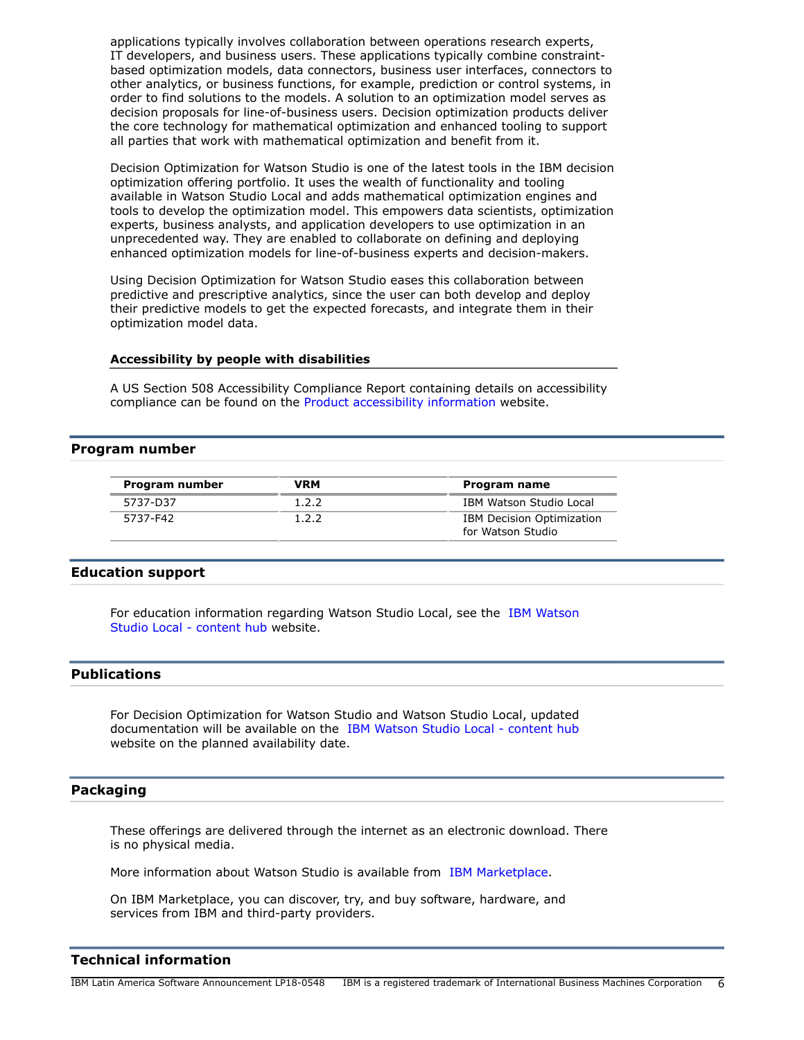applications typically involves collaboration between operations research experts, IT developers, and business users. These applications typically combine constraint-based optimization models, data connectors, business user interfaces, connectors to other analytics, or business functions, for example, prediction or control systems, in order to find solutions to the models. A solution to an optimization model serves as decision proposals for line-of-business users. Decision optimization products deliver the core technology for mathematical optimization and enhanced tooling to support all parties that work with mathematical optimization and benefit from it.

Decision Optimization for Watson Studio is one of the latest tools in the IBM decision optimization offering portfolio. It uses the wealth of functionality and tooling available in Watson Studio Local and adds mathematical optimization engines and tools to develop the optimization model. This empowers data scientists, optimization experts, business analysts, and application developers to use optimization in an unprecedented way. They are enabled to collaborate on defining and deploying enhanced optimization models for line-of-business experts and decision-makers.

Using Decision Optimization for Watson Studio eases this collaboration between predictive and prescriptive analytics, since the user can both develop and deploy their predictive models to get the expected forecasts, and integrate them in their optimization model data.

### Accessibility by people with disabilities

A US Section 508 Accessibility Compliance Report containing details on accessibility compliance can be found on the Product accessibility information website.

## Program number

| Program number | VRM | Program name |
|---|---|---|
| 5737-D37 | 1.2.2 | IBM Watson Studio Local |
| 5737-F42 | 1.2.2 | IBM Decision Optimization for Watson Studio |

## Education support

For education information regarding Watson Studio Local, see the IBM Watson Studio Local - content hub website.

## Publications

For Decision Optimization for Watson Studio and Watson Studio Local, updated documentation will be available on the IBM Watson Studio Local - content hub website on the planned availability date.

## Packaging

These offerings are delivered through the internet as an electronic download. There is no physical media.

More information about Watson Studio is available from IBM Marketplace.

On IBM Marketplace, you can discover, try, and buy software, hardware, and services from IBM and third-party providers.

## Technical information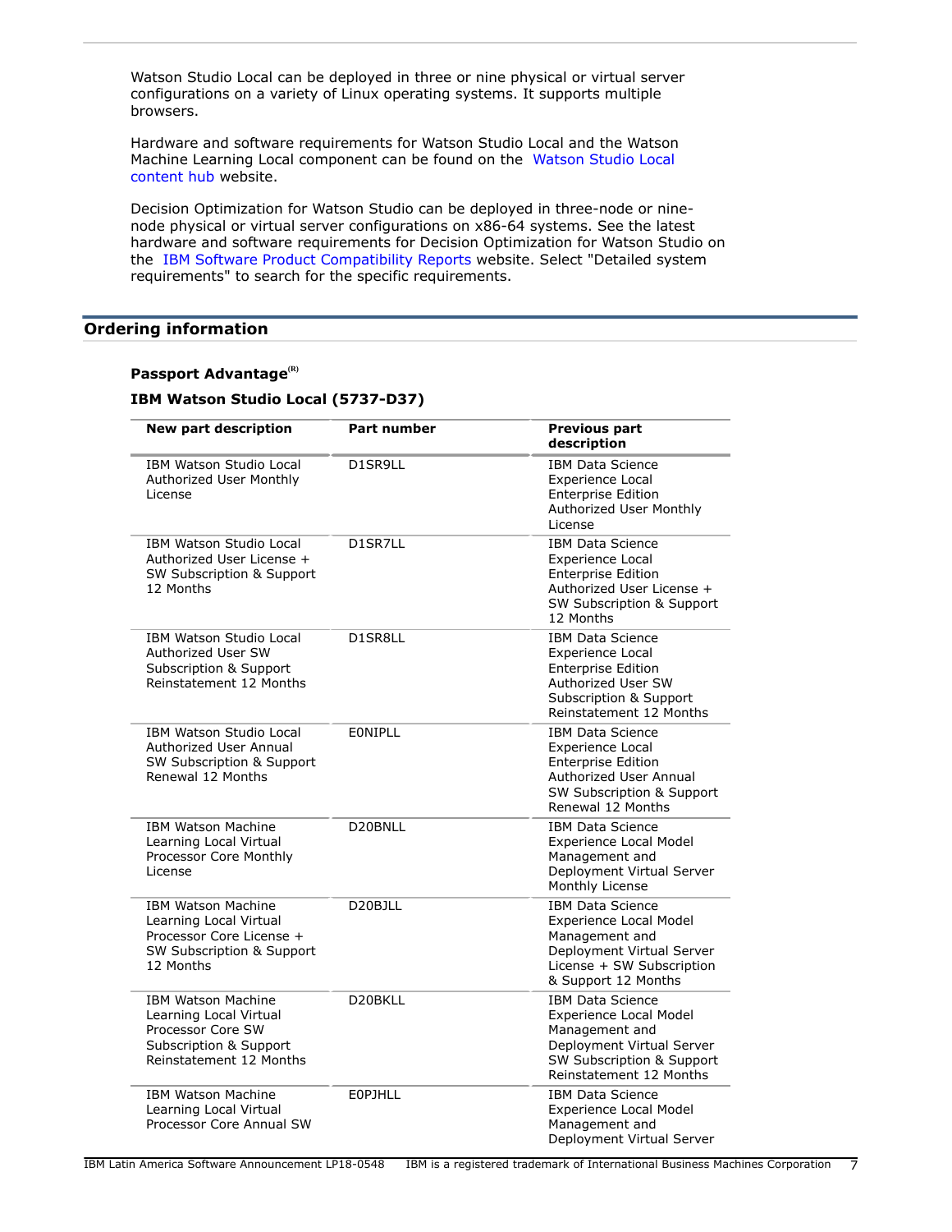Watson Studio Local can be deployed in three or nine physical or virtual server configurations on a variety of Linux operating systems. It supports multiple browsers.

Hardware and software requirements for Watson Studio Local and the Watson Machine Learning Local component can be found on the Watson Studio Local content hub website.

Decision Optimization for Watson Studio can be deployed in three-node or nine-node physical or virtual server configurations on x86-64 systems. See the latest hardware and software requirements for Decision Optimization for Watson Studio on the IBM Software Product Compatibility Reports website. Select "Detailed system requirements" to search for the specific requirements.

## Ordering information

### Passport Advantage(R)

### IBM Watson Studio Local (5737-D37)

| New part description | Part number | Previous part description |
|---|---|---|
| IBM Watson Studio Local Authorized User Monthly License | D1SR9LL | IBM Data Science Experience Local Enterprise Edition Authorized User Monthly License |
| IBM Watson Studio Local Authorized User License + SW Subscription & Support 12 Months | D1SR7LL | IBM Data Science Experience Local Enterprise Edition Authorized User License + SW Subscription & Support 12 Months |
| IBM Watson Studio Local Authorized User SW Subscription & Support Reinstatement 12 Months | D1SR8LL | IBM Data Science Experience Local Enterprise Edition Authorized User SW Subscription & Support Reinstatement 12 Months |
| IBM Watson Studio Local Authorized User Annual SW Subscription & Support Renewal 12 Months | E0NIPLL | IBM Data Science Experience Local Enterprise Edition Authorized User Annual SW Subscription & Support Renewal 12 Months |
| IBM Watson Machine Learning Local Virtual Processor Core Monthly License | D20BNLL | IBM Data Science Experience Local Model Management and Deployment Virtual Server Monthly License |
| IBM Watson Machine Learning Local Virtual Processor Core License + SW Subscription & Support 12 Months | D20BJLL | IBM Data Science Experience Local Model Management and Deployment Virtual Server License + SW Subscription & Support 12 Months |
| IBM Watson Machine Learning Local Virtual Processor Core SW Subscription & Support Reinstatement 12 Months | D20BKLL | IBM Data Science Experience Local Model Management and Deployment Virtual Server SW Subscription & Support Reinstatement 12 Months |
| IBM Watson Machine Learning Local Virtual Processor Core Annual SW | E0PJHLL | IBM Data Science Experience Local Model Management and Deployment Virtual Server |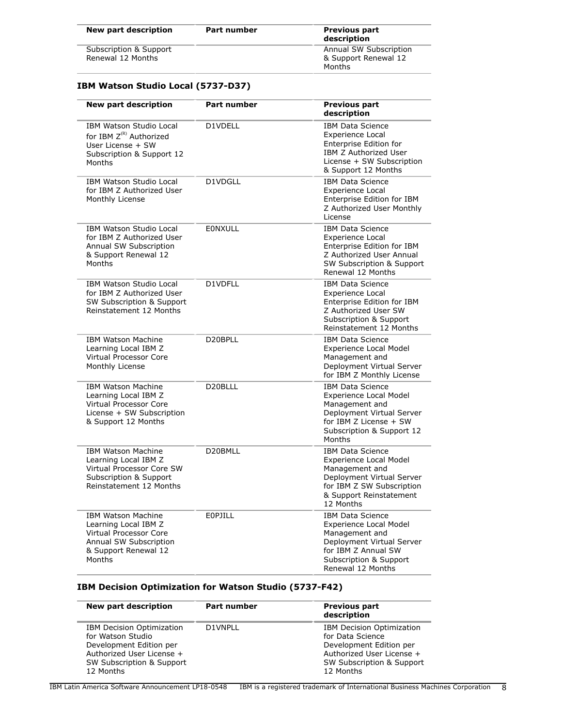| New part description | Part number | Previous part description |
|---|---|---|
| Subscription & Support Renewal 12 Months | | Annual SW Subscription & Support Renewal 12 Months |

### IBM Watson Studio Local (5737-D37)

| New part description | Part number | Previous part description |
|---|---|---|
| IBM Watson Studio Local for IBM Z(R) Authorized User License + SW Subscription & Support 12 Months | D1VDELL | IBM Data Science Experience Local Enterprise Edition for IBM Z Authorized User License + SW Subscription & Support 12 Months |
| IBM Watson Studio Local for IBM Z Authorized User Monthly License | D1VDGLL | IBM Data Science Experience Local Enterprise Edition for IBM Z Authorized User Monthly License |
| IBM Watson Studio Local for IBM Z Authorized User Annual SW Subscription & Support Renewal 12 Months | E0NXULL | IBM Data Science Experience Local Enterprise Edition for IBM Z Authorized User Annual SW Subscription & Support Renewal 12 Months |
| IBM Watson Studio Local for IBM Z Authorized User SW Subscription & Support Reinstatement 12 Months | D1VDFLL | IBM Data Science Experience Local Enterprise Edition for IBM Z Authorized User SW Subscription & Support Reinstatement 12 Months |
| IBM Watson Machine Learning Local IBM Z Virtual Processor Core Monthly License | D20BPLL | IBM Data Science Experience Local Model Management and Deployment Virtual Server for IBM Z Monthly License |
| IBM Watson Machine Learning Local IBM Z Virtual Processor Core License + SW Subscription & Support 12 Months | D20BLLL | IBM Data Science Experience Local Model Management and Deployment Virtual Server for IBM Z License + SW Subscription & Support 12 Months |
| IBM Watson Machine Learning Local IBM Z Virtual Processor Core SW Subscription & Support Reinstatement 12 Months | D20BMLL | IBM Data Science Experience Local Model Management and Deployment Virtual Server for IBM Z SW Subscription & Support Reinstatement 12 Months |
| IBM Watson Machine Learning Local IBM Z Virtual Processor Core Annual SW Subscription & Support Renewal 12 Months | E0PJILL | IBM Data Science Experience Local Model Management and Deployment Virtual Server for IBM Z Annual SW Subscription & Support Renewal 12 Months |

### IBM Decision Optimization for Watson Studio (5737-F42)

| New part description | Part number | Previous part description |
|---|---|---|
| IBM Decision Optimization for Watson Studio Development Edition per Authorized User License + SW Subscription & Support 12 Months | D1VNPLL | IBM Decision Optimization for Data Science Development Edition per Authorized User License + SW Subscription & Support 12 Months |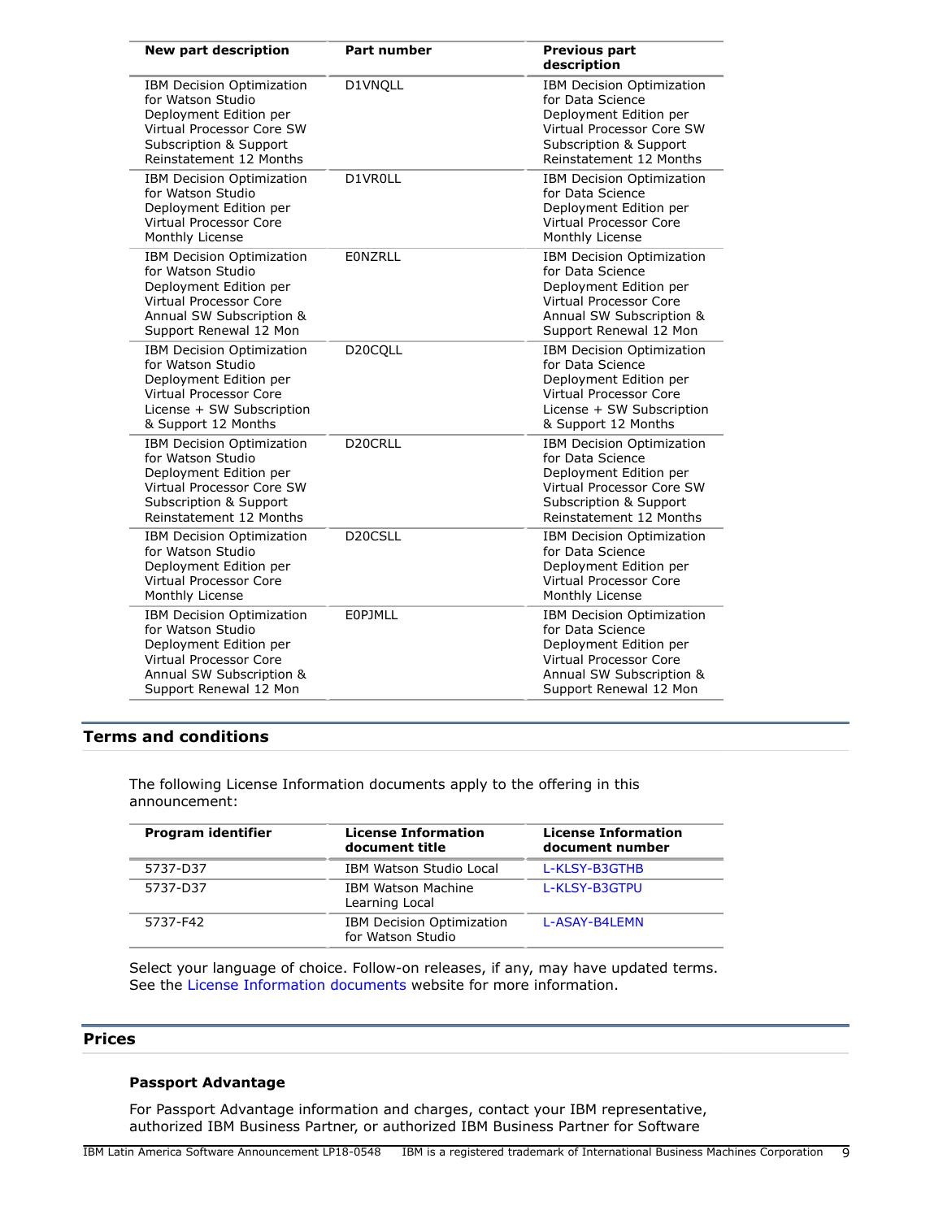| New part description | Part number | Previous part description |
|---|---|---|
| IBM Decision Optimization for Watson Studio Deployment Edition per Virtual Processor Core SW Subscription & Support Reinstatement 12 Months | D1VNQLL | IBM Decision Optimization for Data Science Deployment Edition per Virtual Processor Core SW Subscription & Support Reinstatement 12 Months |
| IBM Decision Optimization for Watson Studio Deployment Edition per Virtual Processor Core Monthly License | D1VR0LL | IBM Decision Optimization for Data Science Deployment Edition per Virtual Processor Core Monthly License |
| IBM Decision Optimization for Watson Studio Deployment Edition per Virtual Processor Core Annual SW Subscription & Support Renewal 12 Mon | E0NZRLL | IBM Decision Optimization for Data Science Deployment Edition per Virtual Processor Core Annual SW Subscription & Support Renewal 12 Mon |
| IBM Decision Optimization for Watson Studio Deployment Edition per Virtual Processor Core License + SW Subscription & Support 12 Months | D20CQLL | IBM Decision Optimization for Data Science Deployment Edition per Virtual Processor Core License + SW Subscription & Support 12 Months |
| IBM Decision Optimization for Watson Studio Deployment Edition per Virtual Processor Core SW Subscription & Support Reinstatement 12 Months | D20CRLL | IBM Decision Optimization for Data Science Deployment Edition per Virtual Processor Core SW Subscription & Support Reinstatement 12 Months |
| IBM Decision Optimization for Watson Studio Deployment Edition per Virtual Processor Core Monthly License | D20CSLL | IBM Decision Optimization for Data Science Deployment Edition per Virtual Processor Core Monthly License |
| IBM Decision Optimization for Watson Studio Deployment Edition per Virtual Processor Core Annual SW Subscription & Support Renewal 12 Mon | E0PJMLL | IBM Decision Optimization for Data Science Deployment Edition per Virtual Processor Core Annual SW Subscription & Support Renewal 12 Mon |

## Terms and conditions

The following License Information documents apply to the offering in this announcement:

| Program identifier | License Information document title | License Information document number |
|---|---|---|
| 5737-D37 | IBM Watson Studio Local | L-KLSY-B3GTHB |
| 5737-D37 | IBM Watson Machine Learning Local | L-KLSY-B3GTPU |
| 5737-F42 | IBM Decision Optimization for Watson Studio | L-ASAY-B4LEMN |

Select your language of choice. Follow-on releases, if any, may have updated terms. See the License Information documents website for more information.

## Prices

### Passport Advantage

For Passport Advantage information and charges, contact your IBM representative, authorized IBM Business Partner, or authorized IBM Business Partner for Software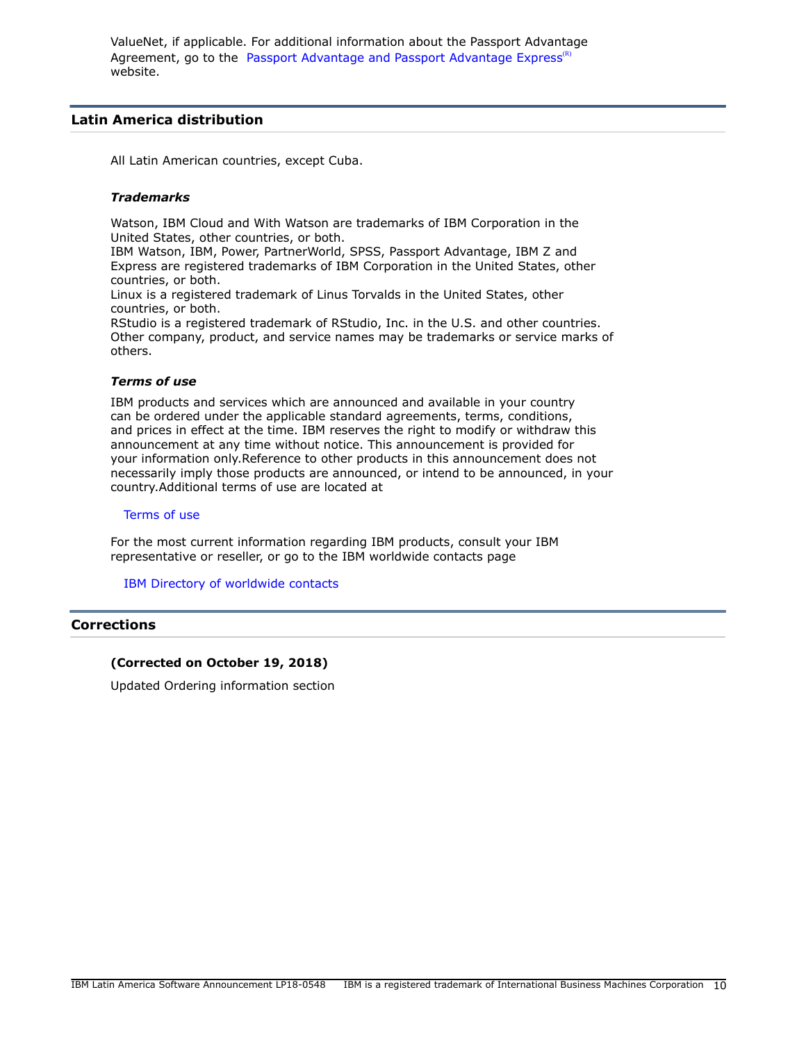ValueNet, if applicable. For additional information about the Passport Advantage Agreement, go to the Passport Advantage and Passport Advantage Express(R) website.

## Latin America distribution

All Latin American countries, except Cuba.

### *Trademarks*

Watson, IBM Cloud and With Watson are trademarks of IBM Corporation in the United States, other countries, or both.
IBM Watson, IBM, Power, PartnerWorld, SPSS, Passport Advantage, IBM Z and Express are registered trademarks of IBM Corporation in the United States, other countries, or both.
Linux is a registered trademark of Linus Torvalds in the United States, other countries, or both.
RStudio is a registered trademark of RStudio, Inc. in the U.S. and other countries.
Other company, product, and service names may be trademarks or service marks of others.

### *Terms of use*

IBM products and services which are announced and available in your country can be ordered under the applicable standard agreements, terms, conditions, and prices in effect at the time. IBM reserves the right to modify or withdraw this announcement at any time without notice. This announcement is provided for your information only.Reference to other products in this announcement does not necessarily imply those products are announced, or intend to be announced, in your country.Additional terms of use are located at

Terms of use

For the most current information regarding IBM products, consult your IBM representative or reseller, or go to the IBM worldwide contacts page

IBM Directory of worldwide contacts

## Corrections

**(Corrected on October 19, 2018)**

Updated Ordering information section